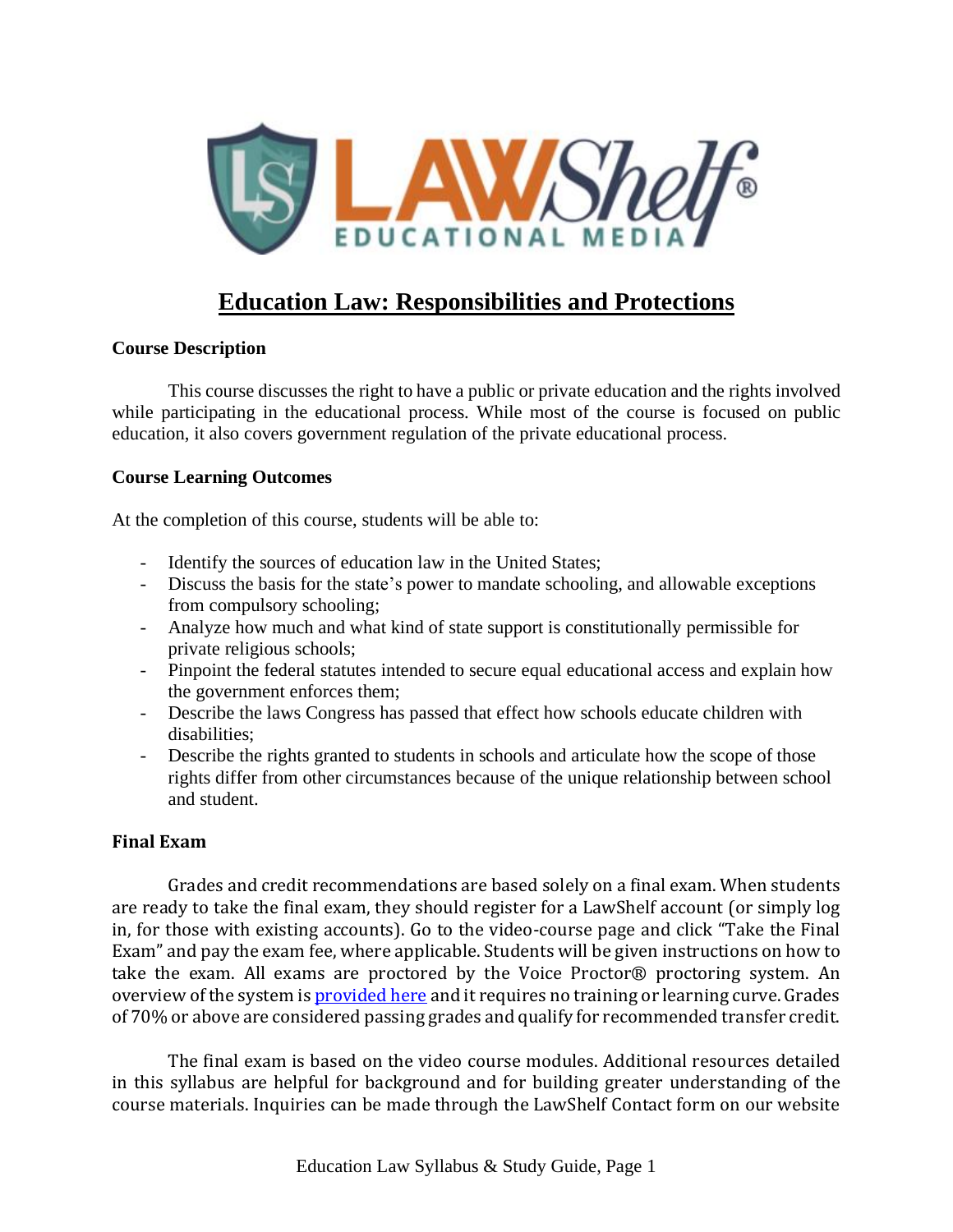# Education Law: Responsibilities and Protections

**Course Description**

This course discusses the right to have a public or private education and the rights involved while participating in the educational process. While most of the course is focused on public education, it also covers government regulation of the private educational process.

**Course Learning Outcomes**

At the completion of this course, students will be able to:

- Identify the sources of education law in the United States;
- Discuss the basis for the state's power to mandate schooling, and allowable exceptions from compulsory schooling;
- Analyze how much and what kind of state support is constitutionally permissible for private religious schools;
- Pinpoint the federal statutes intended to secure equal educational access and explain how the government enforces them;
- Describe the laws Congress has passed that effect how schools educate children with disabilities;
- Describe the rights granted to students in schools and articulate how the scope of those rights differ from other circumstances because of the unique relationship between school and student.

**Final Exam**

Grades and credit recommendations are based solely on a final exam. When students are ready to take the final exam, they should register for a LawShelf account (or simply log in, for those with existing accounts). Go to the video-course page and click "Take the Final Exam" and pay the exam fee, where applicable. Students will be given instructions on how to take the exam. All exams are proctored by the Voice Proctor® proctoring system. An overview of the system is provided here and it requires no training or learning curve. Grades of 70% or above are considered passing grades and qualify for recommended transfer credit.

The final exam is based on the video course modules. Additional resources detailed in this syllabus are helpful for background and for building greater understanding of the course materials. Inquiries can be made through the LawShelf Contact form on our website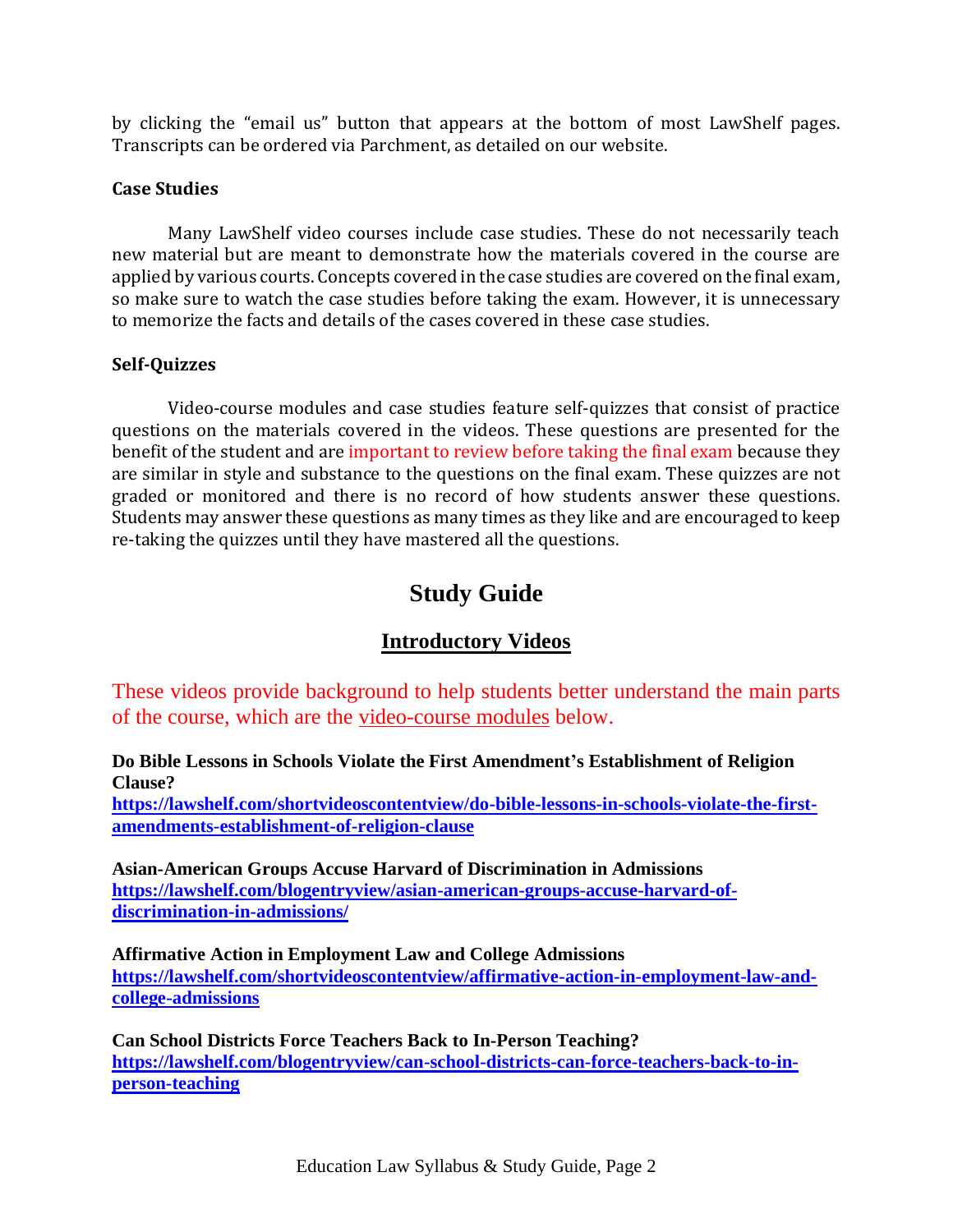by clicking the "email us" button that appears at the bottom of most LawShelf pages. Transcripts can be ordered via Parchment, as detailed on our website.

**Case Studies**

Many LawShelf video courses include case studies. These do not necessarily teach new material but are meant to demonstrate how the materials covered in the course are applied by various courts. Concepts covered in the case studies are covered on the final exam, so make sure to watch the case studies before taking the exam. However, it is unnecessary to memorize the facts and details of the cases covered in these case studies.

**Self-Quizzes**

Video-course modules and case studies feature self-quizzes that consist of practice questions on the materials covered in the videos. These questions are presented for the benefit of the student and are important to review before taking the final exam because they are similar in style and substance to the questions on the final exam. These quizzes are not graded or monitored and there is no record of how students answer these questions. Students may answer these questions as many times as they like and are encouraged to keep re-taking the quizzes until they have mastered all the questions.

# Study Guide

## Introductory Videos

These videos provide background to help students better understand the main parts of the course, which are the video-course modules below.

**Do Bible Lessons in Schools Violate the First Amendment's Establishment of Religion Clause?**
**https://lawshelf.com/shortvideoscontentview/do-bible-lessons-in-schools-violate-the-first-amendments-establishment-of-religion-clause**

**Asian-American Groups Accuse Harvard of Discrimination in Admissions**
**https://lawshelf.com/blogentryview/asian-american-groups-accuse-harvard-of-discrimination-in-admissions/**

**Affirmative Action in Employment Law and College Admissions**
**https://lawshelf.com/shortvideoscontentview/affirmative-action-in-employment-law-and-college-admissions**

**Can School Districts Force Teachers Back to In-Person Teaching?**
**https://lawshelf.com/blogentryview/can-school-districts-can-force-teachers-back-to-in-person-teaching**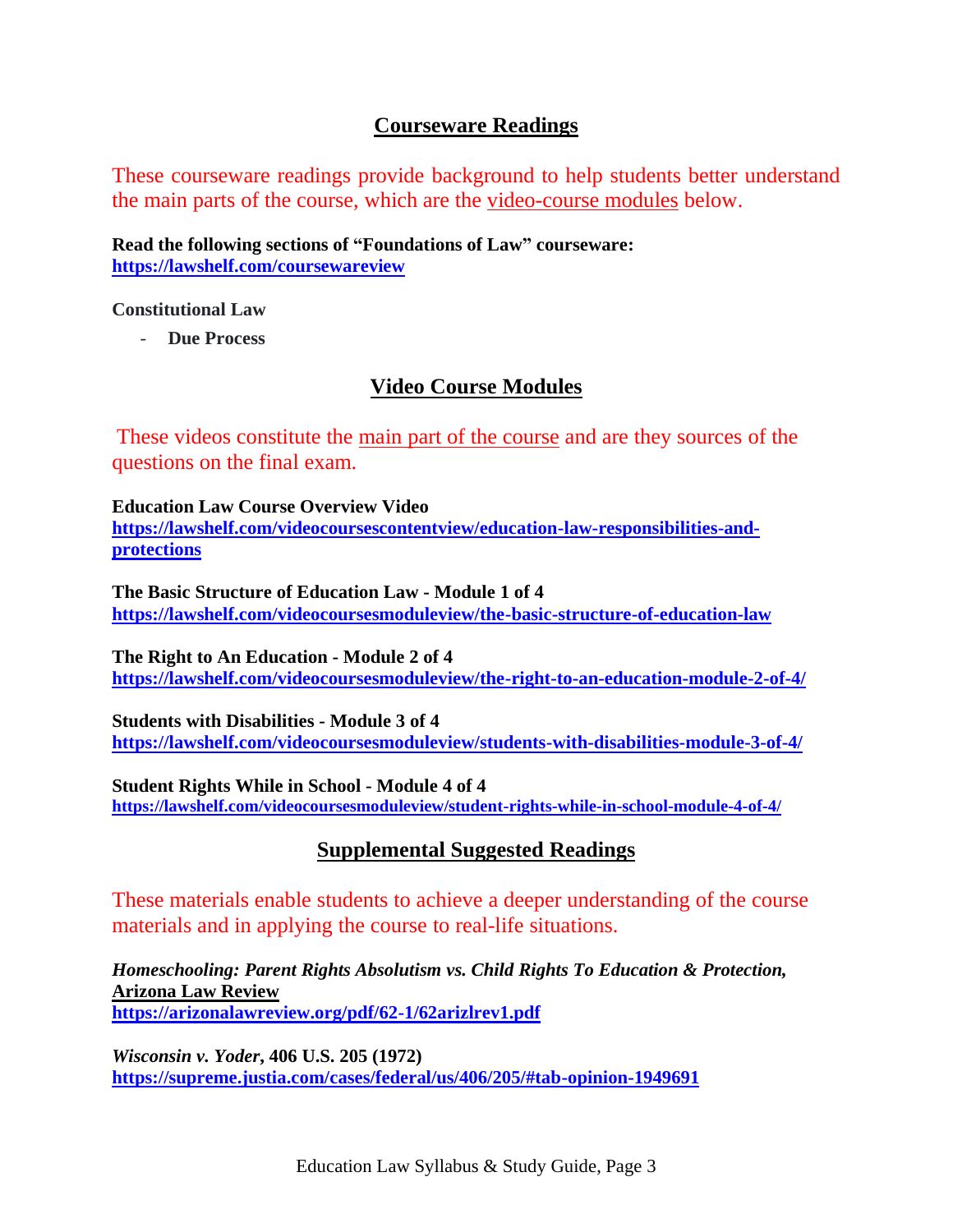## Courseware Readings

These courseware readings provide background to help students better understand the main parts of the course, which are the video-course modules below.

**Read the following sections of "Foundations of Law" courseware:**
**https://lawshelf.com/coursewareview**

**Constitutional Law**

- **Due Process**

## Video Course Modules

These videos constitute the main part of the course and are they sources of the questions on the final exam.

**Education Law Course Overview Video**
**https://lawshelf.com/videocoursescontentview/education-law-responsibilities-and-protections**

**The Basic Structure of Education Law - Module 1 of 4**
**https://lawshelf.com/videocoursesmoduleview/the-basic-structure-of-education-law**

**The Right to An Education - Module 2 of 4**
**https://lawshelf.com/videocoursesmoduleview/the-right-to-an-education-module-2-of-4/**

**Students with Disabilities - Module 3 of 4**
**https://lawshelf.com/videocoursesmoduleview/students-with-disabilities-module-3-of-4/**

**Student Rights While in School - Module 4 of 4**
**https://lawshelf.com/videocoursesmoduleview/student-rights-while-in-school-module-4-of-4/**

## Supplemental Suggested Readings

These materials enable students to achieve a deeper understanding of the course materials and in applying the course to real-life situations.

***Homeschooling: Parent Rights Absolutism vs. Child Rights To Education & Protection,*** **Arizona Law Review**
**https://arizonalawreview.org/pdf/62-1/62arizlrev1.pdf**

***Wisconsin v. Yoder*, 406 U.S. 205 (1972)**
**https://supreme.justia.com/cases/federal/us/406/205/#tab-opinion-1949691**